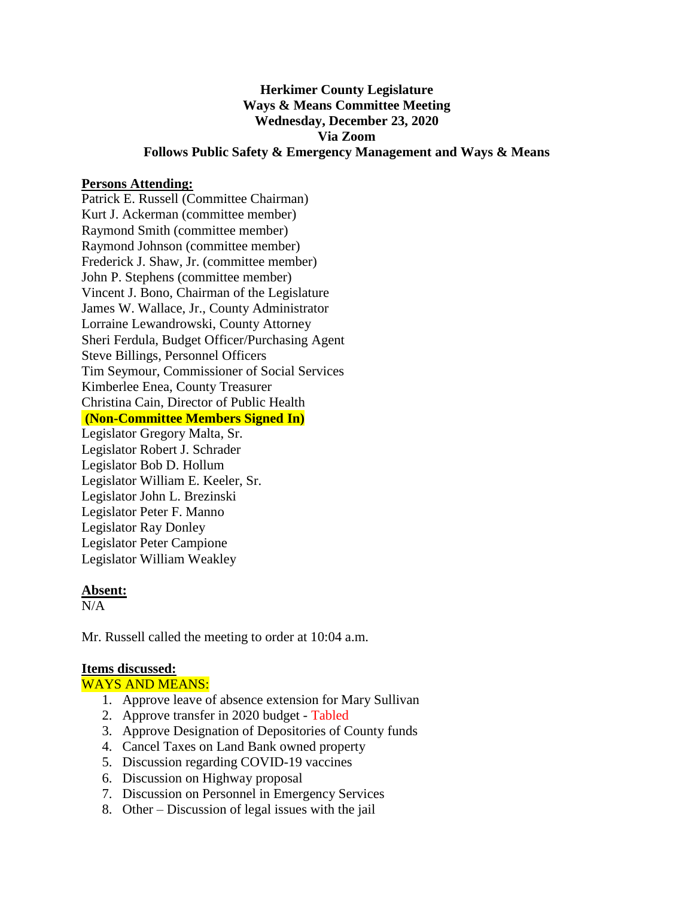**Herkimer County Legislature**
**Ways & Means Committee Meeting**
**Wednesday, December 23, 2020**
**Via Zoom**
**Follows Public Safety & Emergency Management and Ways & Means**

**Persons Attending:**

Patrick E. Russell (Committee Chairman)
Kurt J. Ackerman (committee member)
Raymond Smith (committee member)
Raymond Johnson (committee member)
Frederick J. Shaw, Jr. (committee member)
John P. Stephens (committee member)
Vincent J. Bono, Chairman of the Legislature
James W. Wallace, Jr., County Administrator
Lorraine Lewandrowski, County Attorney
Sheri Ferdula, Budget Officer/Purchasing Agent
Steve Billings, Personnel Officers
Tim Seymour, Commissioner of Social Services
Kimberlee Enea, County Treasurer
Christina Cain, Director of Public Health
**(Non-Committee Members Signed In)**
Legislator Gregory Malta, Sr.
Legislator Robert J. Schrader
Legislator Bob D. Hollum
Legislator William E. Keeler, Sr.
Legislator John L. Brezinski
Legislator Peter F. Manno
Legislator Ray Donley
Legislator Peter Campione
Legislator William Weakley

**Absent:**

N/A

Mr. Russell called the meeting to order at 10:04 a.m.

**Items discussed:**

WAYS AND MEANS:

1. Approve leave of absence extension for Mary Sullivan
2. Approve transfer in 2020 budget - Tabled
3. Approve Designation of Depositories of County funds
4. Cancel Taxes on Land Bank owned property
5. Discussion regarding COVID-19 vaccines
6. Discussion on Highway proposal
7. Discussion on Personnel in Emergency Services
8. Other – Discussion of legal issues with the jail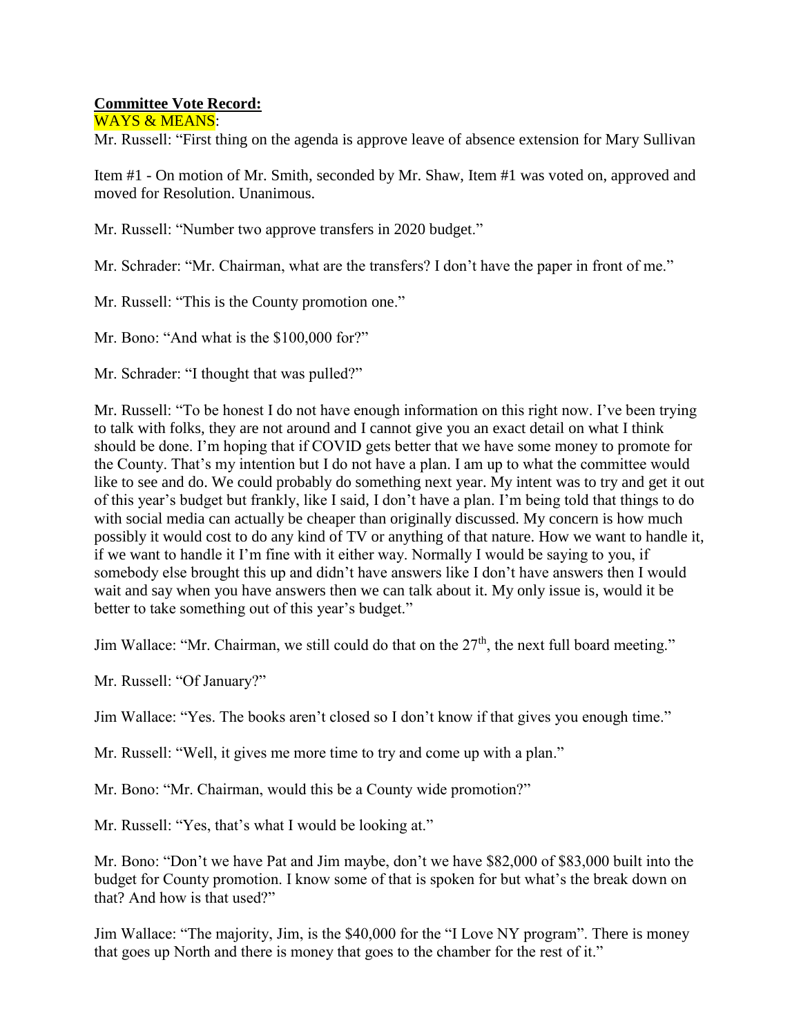**Committee Vote Record:**

WAYS & MEANS:

Mr. Russell: "First thing on the agenda is approve leave of absence extension for Mary Sullivan

Item #1 - On motion of Mr. Smith, seconded by Mr. Shaw, Item #1 was voted on, approved and moved for Resolution. Unanimous.

Mr. Russell: "Number two approve transfers in 2020 budget."

Mr. Schrader: "Mr. Chairman, what are the transfers? I don't have the paper in front of me."

Mr. Russell: "This is the County promotion one."

Mr. Bono: "And what is the $100,000 for?"

Mr. Schrader: "I thought that was pulled?"

Mr. Russell: "To be honest I do not have enough information on this right now. I've been trying to talk with folks, they are not around and I cannot give you an exact detail on what I think should be done. I'm hoping that if COVID gets better that we have some money to promote for the County. That's my intention but I do not have a plan. I am up to what the committee would like to see and do. We could probably do something next year. My intent was to try and get it out of this year's budget but frankly, like I said, I don't have a plan. I'm being told that things to do with social media can actually be cheaper than originally discussed. My concern is how much possibly it would cost to do any kind of TV or anything of that nature. How we want to handle it, if we want to handle it I'm fine with it either way. Normally I would be saying to you, if somebody else brought this up and didn't have answers like I don't have answers then I would wait and say when you have answers then we can talk about it. My only issue is, would it be better to take something out of this year's budget."

Jim Wallace: "Mr. Chairman, we still could do that on the 27th, the next full board meeting."

Mr. Russell: "Of January?"

Jim Wallace: "Yes. The books aren't closed so I don't know if that gives you enough time."

Mr. Russell: "Well, it gives me more time to try and come up with a plan."

Mr. Bono: "Mr. Chairman, would this be a County wide promotion?"

Mr. Russell: "Yes, that's what I would be looking at."

Mr. Bono: "Don't we have Pat and Jim maybe, don't we have $82,000 of $83,000 built into the budget for County promotion. I know some of that is spoken for but what's the break down on that? And how is that used?"

Jim Wallace: "The majority, Jim, is the $40,000 for the "I Love NY program". There is money that goes up North and there is money that goes to the chamber for the rest of it."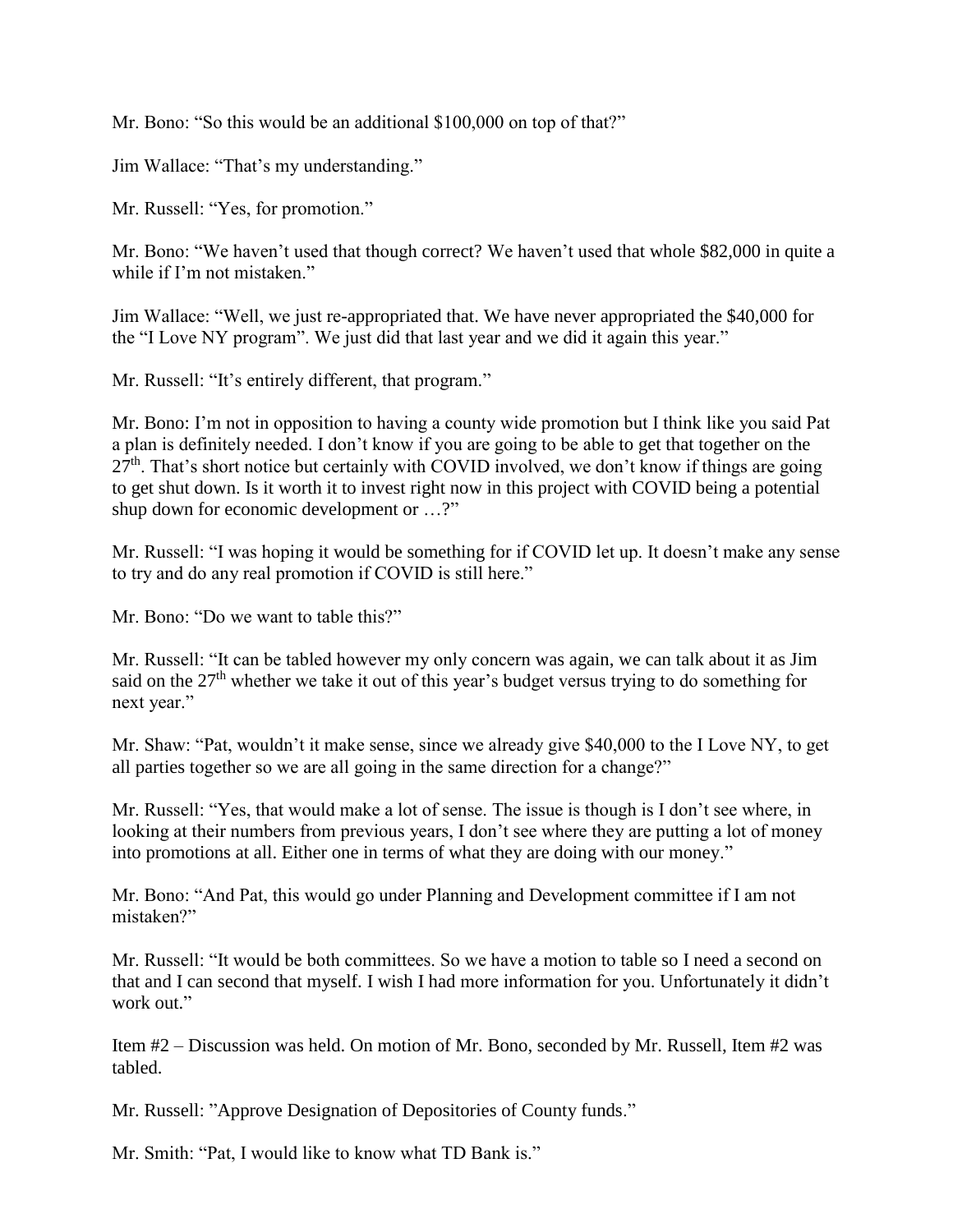Mr. Bono: “So this would be an additional $100,000 on top of that?”

Jim Wallace: “That’s my understanding.”

Mr. Russell: “Yes, for promotion.”

Mr. Bono: “We haven’t used that though correct? We haven’t used that whole $82,000 in quite a while if I’m not mistaken.”

Jim Wallace: “Well, we just re-appropriated that. We have never appropriated the $40,000 for the “I Love NY program”. We just did that last year and we did it again this year.”

Mr. Russell: “It’s entirely different, that program.”

Mr. Bono: I’m not in opposition to having a county wide promotion but I think like you said Pat a plan is definitely needed. I don’t know if you are going to be able to get that together on the 27th. That’s short notice but certainly with COVID involved, we don’t know if things are going to get shut down. Is it worth it to invest right now in this project with COVID being a potential shup down for economic development or …?”

Mr. Russell: “I was hoping it would be something for if COVID let up. It doesn’t make any sense to try and do any real promotion if COVID is still here.”

Mr. Bono: “Do we want to table this?”

Mr. Russell: “It can be tabled however my only concern was again, we can talk about it as Jim said on the 27th whether we take it out of this year’s budget versus trying to do something for next year.”

Mr. Shaw: “Pat, wouldn’t it make sense, since we already give $40,000 to the I Love NY, to get all parties together so we are all going in the same direction for a change?”

Mr. Russell: “Yes, that would make a lot of sense. The issue is though is I don’t see where, in looking at their numbers from previous years, I don’t see where they are putting a lot of money into promotions at all. Either one in terms of what they are doing with our money.”

Mr. Bono: “And Pat, this would go under Planning and Development committee if I am not mistaken?”

Mr. Russell: “It would be both committees. So we have a motion to table so I need a second on that and I can second that myself. I wish I had more information for you. Unfortunately it didn’t work out.”

Item #2 – Discussion was held. On motion of Mr. Bono, seconded by Mr. Russell, Item #2 was tabled.

Mr. Russell: ”Approve Designation of Depositories of County funds.”

Mr. Smith: “Pat, I would like to know what TD Bank is.”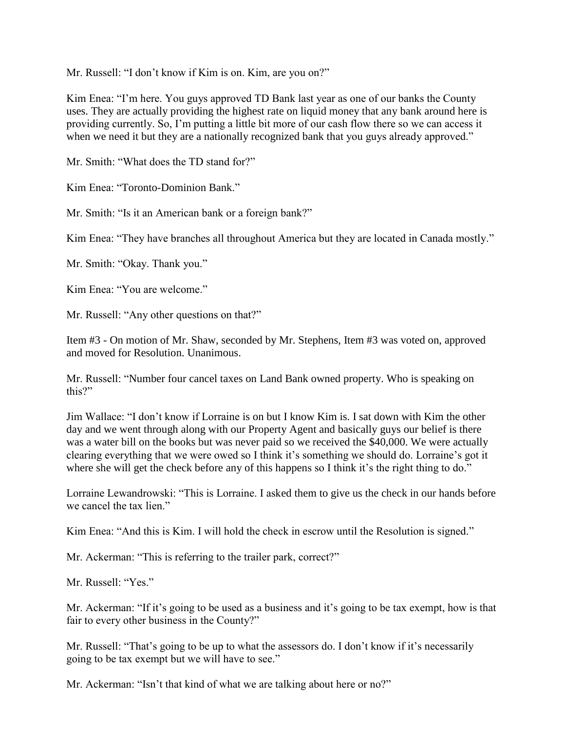Mr. Russell: "I don't know if Kim is on. Kim, are you on?"

Kim Enea: "I'm here. You guys approved TD Bank last year as one of our banks the County uses. They are actually providing the highest rate on liquid money that any bank around here is providing currently. So, I'm putting a little bit more of our cash flow there so we can access it when we need it but they are a nationally recognized bank that you guys already approved."

Mr. Smith: "What does the TD stand for?"

Kim Enea: "Toronto-Dominion Bank."

Mr. Smith: "Is it an American bank or a foreign bank?"

Kim Enea: "They have branches all throughout America but they are located in Canada mostly."

Mr. Smith: "Okay. Thank you."

Kim Enea: "You are welcome."

Mr. Russell: "Any other questions on that?"

Item #3 - On motion of Mr. Shaw, seconded by Mr. Stephens, Item #3 was voted on, approved and moved for Resolution. Unanimous.

Mr. Russell: "Number four cancel taxes on Land Bank owned property. Who is speaking on this?"

Jim Wallace: "I don't know if Lorraine is on but I know Kim is. I sat down with Kim the other day and we went through along with our Property Agent and basically guys our belief is there was a water bill on the books but was never paid so we received the $40,000. We were actually clearing everything that we were owed so I think it's something we should do. Lorraine's got it where she will get the check before any of this happens so I think it's the right thing to do."

Lorraine Lewandrowski: "This is Lorraine. I asked them to give us the check in our hands before we cancel the tax lien."

Kim Enea: "And this is Kim. I will hold the check in escrow until the Resolution is signed."

Mr. Ackerman: "This is referring to the trailer park, correct?"

Mr. Russell: "Yes."

Mr. Ackerman: "If it's going to be used as a business and it's going to be tax exempt, how is that fair to every other business in the County?"

Mr. Russell: "That's going to be up to what the assessors do. I don't know if it's necessarily going to be tax exempt but we will have to see."

Mr. Ackerman: "Isn't that kind of what we are talking about here or no?"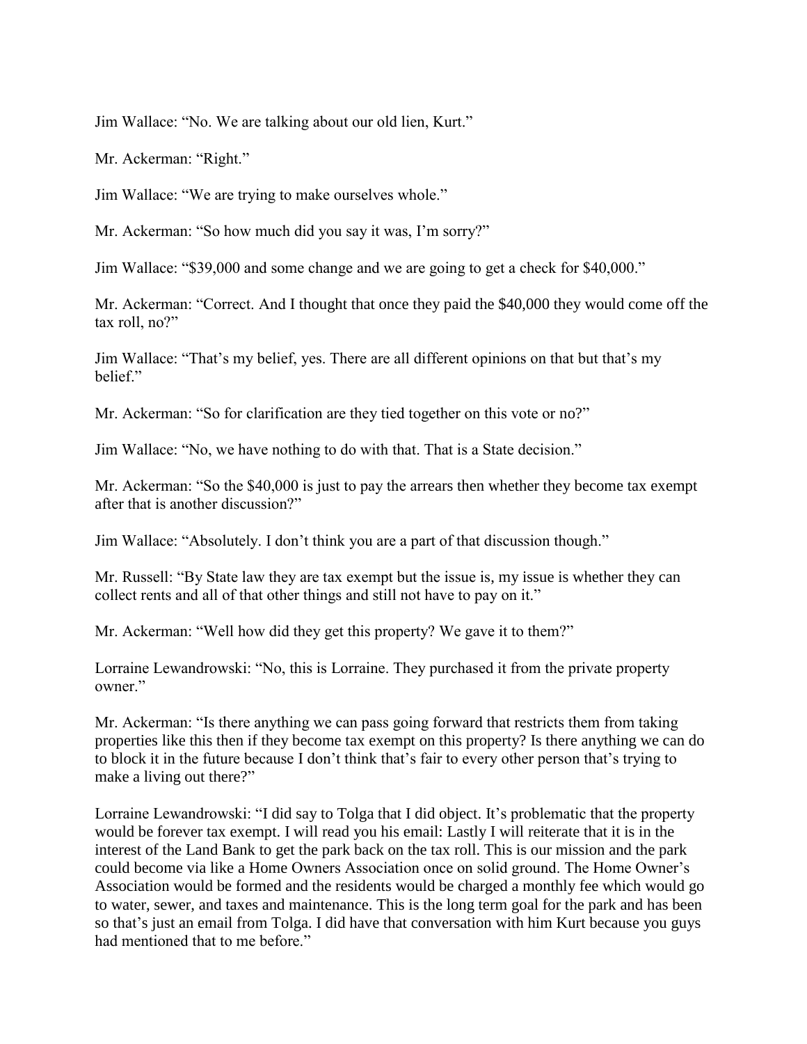Jim Wallace: "No. We are talking about our old lien, Kurt."

Mr. Ackerman: "Right."

Jim Wallace: "We are trying to make ourselves whole."

Mr. Ackerman: "So how much did you say it was, I'm sorry?"

Jim Wallace: "$39,000 and some change and we are going to get a check for $40,000."

Mr. Ackerman: "Correct. And I thought that once they paid the $40,000 they would come off the tax roll, no?"

Jim Wallace: "That's my belief, yes. There are all different opinions on that but that's my belief."

Mr. Ackerman: "So for clarification are they tied together on this vote or no?"

Jim Wallace: "No, we have nothing to do with that. That is a State decision."

Mr. Ackerman: "So the $40,000 is just to pay the arrears then whether they become tax exempt after that is another discussion?"

Jim Wallace: "Absolutely. I don't think you are a part of that discussion though."

Mr. Russell: "By State law they are tax exempt but the issue is, my issue is whether they can collect rents and all of that other things and still not have to pay on it."

Mr. Ackerman: "Well how did they get this property? We gave it to them?"

Lorraine Lewandrowski: "No, this is Lorraine. They purchased it from the private property owner."

Mr. Ackerman: "Is there anything we can pass going forward that restricts them from taking properties like this then if they become tax exempt on this property? Is there anything we can do to block it in the future because I don't think that's fair to every other person that's trying to make a living out there?"

Lorraine Lewandrowski: "I did say to Tolga that I did object. It's problematic that the property would be forever tax exempt. I will read you his email: Lastly I will reiterate that it is in the interest of the Land Bank to get the park back on the tax roll. This is our mission and the park could become via like a Home Owners Association once on solid ground. The Home Owner's Association would be formed and the residents would be charged a monthly fee which would go to water, sewer, and taxes and maintenance. This is the long term goal for the park and has been so that's just an email from Tolga. I did have that conversation with him Kurt because you guys had mentioned that to me before."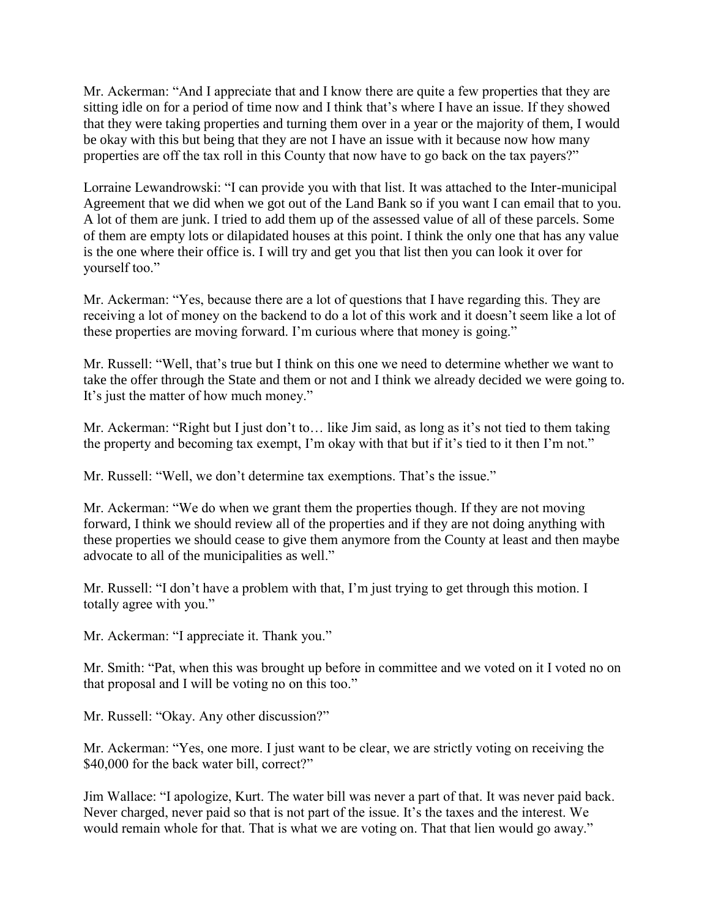Mr. Ackerman: "And I appreciate that and I know there are quite a few properties that they are sitting idle on for a period of time now and I think that's where I have an issue. If they showed that they were taking properties and turning them over in a year or the majority of them, I would be okay with this but being that they are not I have an issue with it because now how many properties are off the tax roll in this County that now have to go back on the tax payers?"

Lorraine Lewandrowski: "I can provide you with that list. It was attached to the Inter-municipal Agreement that we did when we got out of the Land Bank so if you want I can email that to you. A lot of them are junk. I tried to add them up of the assessed value of all of these parcels. Some of them are empty lots or dilapidated houses at this point. I think the only one that has any value is the one where their office is. I will try and get you that list then you can look it over for yourself too."

Mr. Ackerman: "Yes, because there are a lot of questions that I have regarding this. They are receiving a lot of money on the backend to do a lot of this work and it doesn't seem like a lot of these properties are moving forward. I'm curious where that money is going."

Mr. Russell: "Well, that's true but I think on this one we need to determine whether we want to take the offer through the State and them or not and I think we already decided we were going to. It's just the matter of how much money."

Mr. Ackerman: "Right but I just don't to… like Jim said, as long as it's not tied to them taking the property and becoming tax exempt, I'm okay with that but if it's tied to it then I'm not."

Mr. Russell: "Well, we don't determine tax exemptions. That's the issue."

Mr. Ackerman: "We do when we grant them the properties though. If they are not moving forward, I think we should review all of the properties and if they are not doing anything with these properties we should cease to give them anymore from the County at least and then maybe advocate to all of the municipalities as well."

Mr. Russell: "I don't have a problem with that, I'm just trying to get through this motion. I totally agree with you."

Mr. Ackerman: "I appreciate it. Thank you."

Mr. Smith: "Pat, when this was brought up before in committee and we voted on it I voted no on that proposal and I will be voting no on this too."

Mr. Russell: "Okay. Any other discussion?"

Mr. Ackerman: "Yes, one more. I just want to be clear, we are strictly voting on receiving the $40,000 for the back water bill, correct?"

Jim Wallace: "I apologize, Kurt. The water bill was never a part of that. It was never paid back. Never charged, never paid so that is not part of the issue. It's the taxes and the interest. We would remain whole for that. That is what we are voting on. That that lien would go away."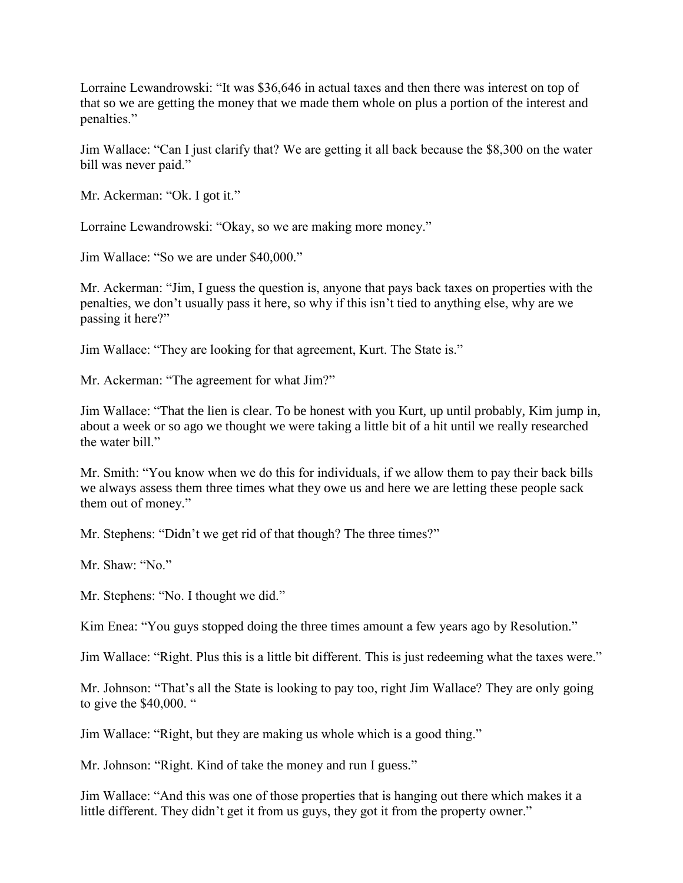Lorraine Lewandrowski: "It was $36,646 in actual taxes and then there was interest on top of that so we are getting the money that we made them whole on plus a portion of the interest and penalties."

Jim Wallace: "Can I just clarify that? We are getting it all back because the $8,300 on the water bill was never paid."

Mr. Ackerman: "Ok. I got it."

Lorraine Lewandrowski: "Okay, so we are making more money."

Jim Wallace: "So we are under $40,000."

Mr. Ackerman: "Jim, I guess the question is, anyone that pays back taxes on properties with the penalties, we don't usually pass it here, so why if this isn't tied to anything else, why are we passing it here?"

Jim Wallace: "They are looking for that agreement, Kurt. The State is."

Mr. Ackerman: "The agreement for what Jim?"

Jim Wallace: "That the lien is clear. To be honest with you Kurt, up until probably, Kim jump in, about a week or so ago we thought we were taking a little bit of a hit until we really researched the water bill."

Mr. Smith: "You know when we do this for individuals, if we allow them to pay their back bills we always assess them three times what they owe us and here we are letting these people sack them out of money."

Mr. Stephens: "Didn't we get rid of that though? The three times?"

Mr. Shaw: "No."

Mr. Stephens: "No. I thought we did."

Kim Enea: "You guys stopped doing the three times amount a few years ago by Resolution."

Jim Wallace: "Right. Plus this is a little bit different. This is just redeeming what the taxes were."

Mr. Johnson: "That's all the State is looking to pay too, right Jim Wallace? They are only going to give the $40,000. "

Jim Wallace: "Right, but they are making us whole which is a good thing."

Mr. Johnson: "Right. Kind of take the money and run I guess."

Jim Wallace: "And this was one of those properties that is hanging out there which makes it a little different. They didn't get it from us guys, they got it from the property owner."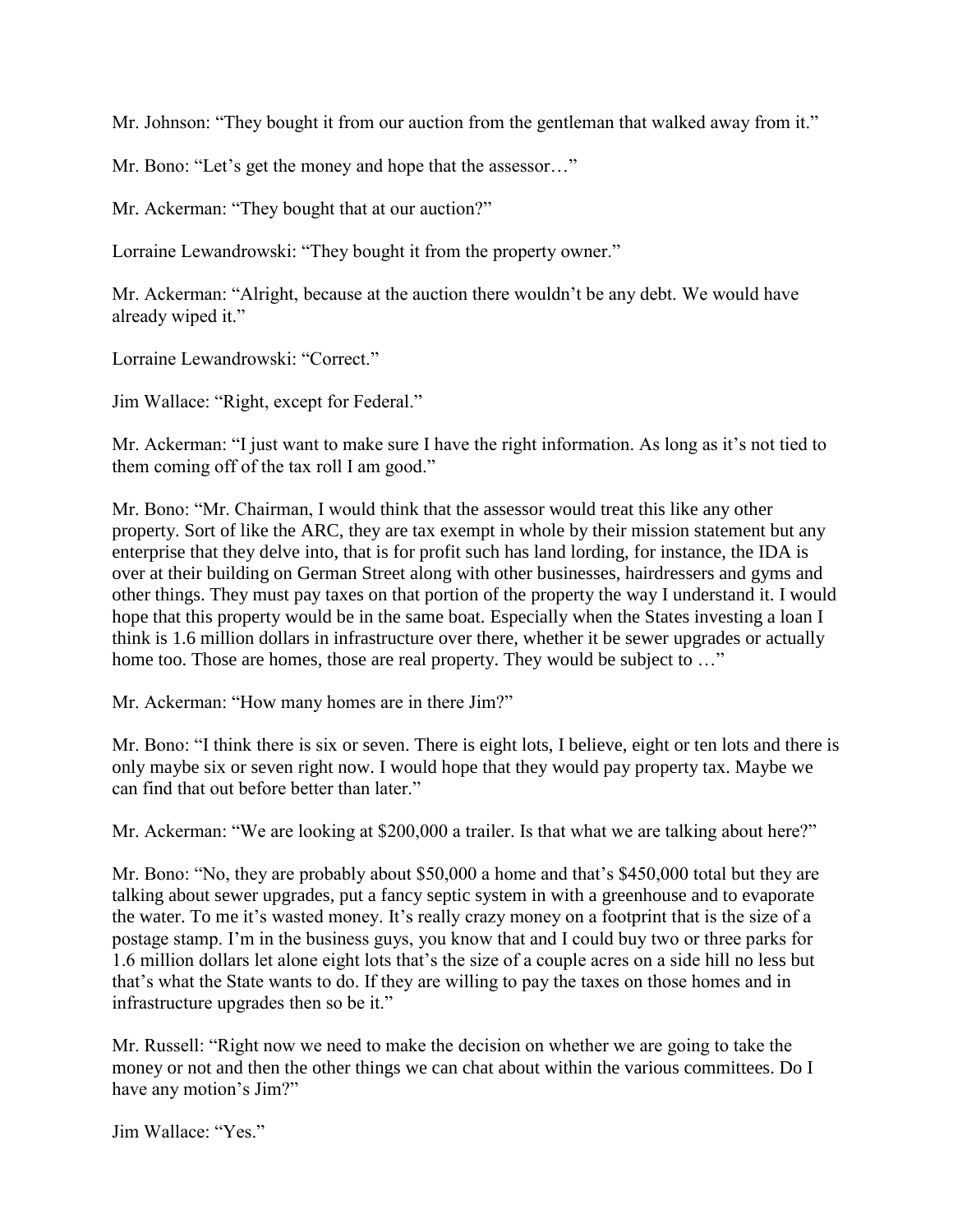Mr. Johnson: "They bought it from our auction from the gentleman that walked away from it."

Mr. Bono: "Let's get the money and hope that the assessor…"

Mr. Ackerman: "They bought that at our auction?"

Lorraine Lewandrowski: "They bought it from the property owner."

Mr. Ackerman: "Alright, because at the auction there wouldn't be any debt. We would have already wiped it."

Lorraine Lewandrowski: "Correct."

Jim Wallace: "Right, except for Federal."

Mr. Ackerman: "I just want to make sure I have the right information. As long as it's not tied to them coming off of the tax roll I am good."

Mr. Bono: "Mr. Chairman, I would think that the assessor would treat this like any other property. Sort of like the ARC, they are tax exempt in whole by their mission statement but any enterprise that they delve into, that is for profit such has land lording, for instance, the IDA is over at their building on German Street along with other businesses, hairdressers and gyms and other things. They must pay taxes on that portion of the property the way I understand it. I would hope that this property would be in the same boat. Especially when the States investing a loan I think is 1.6 million dollars in infrastructure over there, whether it be sewer upgrades or actually home too. Those are homes, those are real property. They would be subject to …"

Mr. Ackerman: "How many homes are in there Jim?"

Mr. Bono: "I think there is six or seven. There is eight lots, I believe, eight or ten lots and there is only maybe six or seven right now. I would hope that they would pay property tax. Maybe we can find that out before better than later."

Mr. Ackerman: "We are looking at $200,000 a trailer. Is that what we are talking about here?"

Mr. Bono: "No, they are probably about $50,000 a home and that's $450,000 total but they are talking about sewer upgrades, put a fancy septic system in with a greenhouse and to evaporate the water. To me it's wasted money. It's really crazy money on a footprint that is the size of a postage stamp. I'm in the business guys, you know that and I could buy two or three parks for 1.6 million dollars let alone eight lots that's the size of a couple acres on a side hill no less but that's what the State wants to do. If they are willing to pay the taxes on those homes and in infrastructure upgrades then so be it."

Mr. Russell: "Right now we need to make the decision on whether we are going to take the money or not and then the other things we can chat about within the various committees. Do I have any motion's Jim?"

Jim Wallace: "Yes."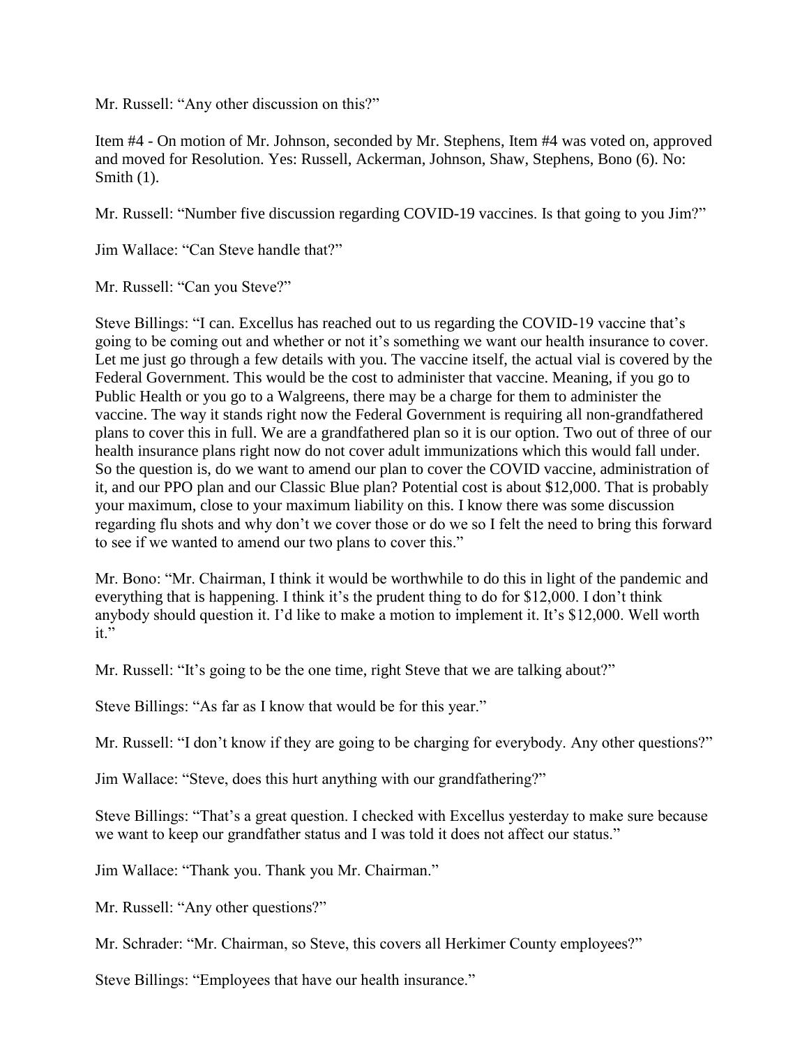Mr. Russell: "Any other discussion on this?"

Item #4 - On motion of Mr. Johnson, seconded by Mr. Stephens, Item #4 was voted on, approved and moved for Resolution. Yes: Russell, Ackerman, Johnson, Shaw, Stephens, Bono (6). No: Smith (1).

Mr. Russell: "Number five discussion regarding COVID-19 vaccines. Is that going to you Jim?"

Jim Wallace: "Can Steve handle that?"

Mr. Russell: "Can you Steve?"

Steve Billings: "I can. Excellus has reached out to us regarding the COVID-19 vaccine that's going to be coming out and whether or not it's something we want our health insurance to cover. Let me just go through a few details with you. The vaccine itself, the actual vial is covered by the Federal Government. This would be the cost to administer that vaccine. Meaning, if you go to Public Health or you go to a Walgreens, there may be a charge for them to administer the vaccine. The way it stands right now the Federal Government is requiring all non-grandfathered plans to cover this in full. We are a grandfathered plan so it is our option. Two out of three of our health insurance plans right now do not cover adult immunizations which this would fall under. So the question is, do we want to amend our plan to cover the COVID vaccine, administration of it, and our PPO plan and our Classic Blue plan? Potential cost is about $12,000. That is probably your maximum, close to your maximum liability on this. I know there was some discussion regarding flu shots and why don't we cover those or do we so I felt the need to bring this forward to see if we wanted to amend our two plans to cover this."

Mr. Bono: "Mr. Chairman, I think it would be worthwhile to do this in light of the pandemic and everything that is happening. I think it's the prudent thing to do for $12,000. I don't think anybody should question it. I'd like to make a motion to implement it. It's $12,000. Well worth it."

Mr. Russell: "It's going to be the one time, right Steve that we are talking about?"

Steve Billings: "As far as I know that would be for this year."

Mr. Russell: "I don't know if they are going to be charging for everybody. Any other questions?"

Jim Wallace: "Steve, does this hurt anything with our grandfathering?"

Steve Billings: "That's a great question. I checked with Excellus yesterday to make sure because we want to keep our grandfather status and I was told it does not affect our status."

Jim Wallace: "Thank you. Thank you Mr. Chairman."

Mr. Russell: "Any other questions?"

Mr. Schrader: "Mr. Chairman, so Steve, this covers all Herkimer County employees?"

Steve Billings: "Employees that have our health insurance."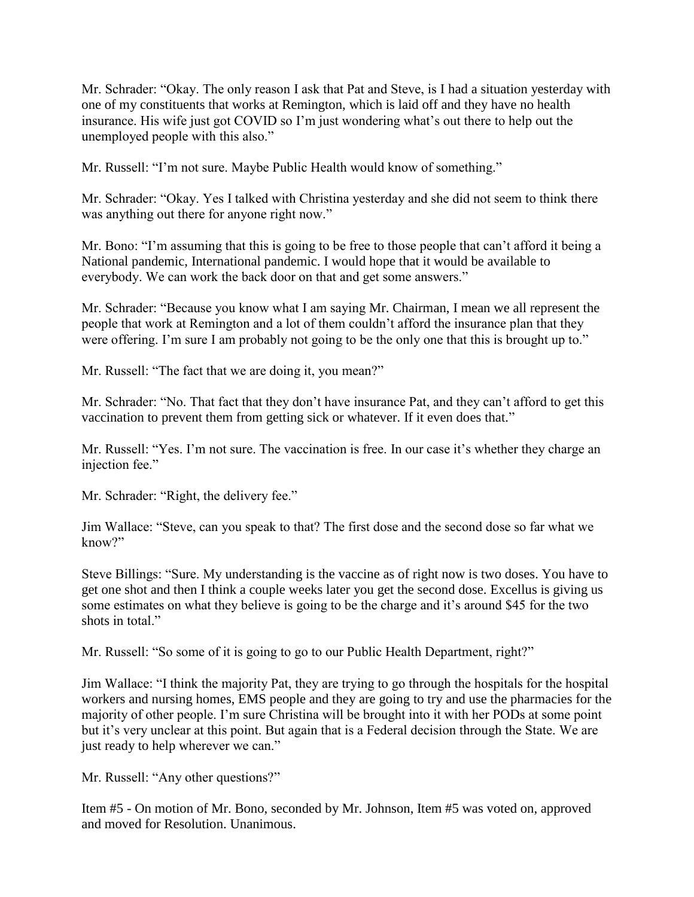Mr. Schrader: “Okay. The only reason I ask that Pat and Steve, is I had a situation yesterday with one of my constituents that works at Remington, which is laid off and they have no health insurance. His wife just got COVID so I’m just wondering what’s out there to help out the unemployed people with this also.”

Mr. Russell: “I’m not sure. Maybe Public Health would know of something.”

Mr. Schrader: “Okay. Yes I talked with Christina yesterday and she did not seem to think there was anything out there for anyone right now.”

Mr. Bono: “I’m assuming that this is going to be free to those people that can’t afford it being a National pandemic, International pandemic. I would hope that it would be available to everybody. We can work the back door on that and get some answers.”

Mr. Schrader: “Because you know what I am saying Mr. Chairman, I mean we all represent the people that work at Remington and a lot of them couldn’t afford the insurance plan that they were offering. I’m sure I am probably not going to be the only one that this is brought up to.”

Mr. Russell: “The fact that we are doing it, you mean?”

Mr. Schrader: “No. That fact that they don’t have insurance Pat, and they can’t afford to get this vaccination to prevent them from getting sick or whatever. If it even does that.”

Mr. Russell: “Yes. I’m not sure. The vaccination is free. In our case it’s whether they charge an injection fee.”

Mr. Schrader: “Right, the delivery fee.”

Jim Wallace: “Steve, can you speak to that? The first dose and the second dose so far what we know?”

Steve Billings: “Sure. My understanding is the vaccine as of right now is two doses. You have to get one shot and then I think a couple weeks later you get the second dose. Excellus is giving us some estimates on what they believe is going to be the charge and it’s around $45 for the two shots in total.”

Mr. Russell: “So some of it is going to go to our Public Health Department, right?”

Jim Wallace: “I think the majority Pat, they are trying to go through the hospitals for the hospital workers and nursing homes, EMS people and they are going to try and use the pharmacies for the majority of other people. I’m sure Christina will be brought into it with her PODs at some point but it’s very unclear at this point. But again that is a Federal decision through the State. We are just ready to help wherever we can.”

Mr. Russell: “Any other questions?”

Item #5 - On motion of Mr. Bono, seconded by Mr. Johnson, Item #5 was voted on, approved and moved for Resolution. Unanimous.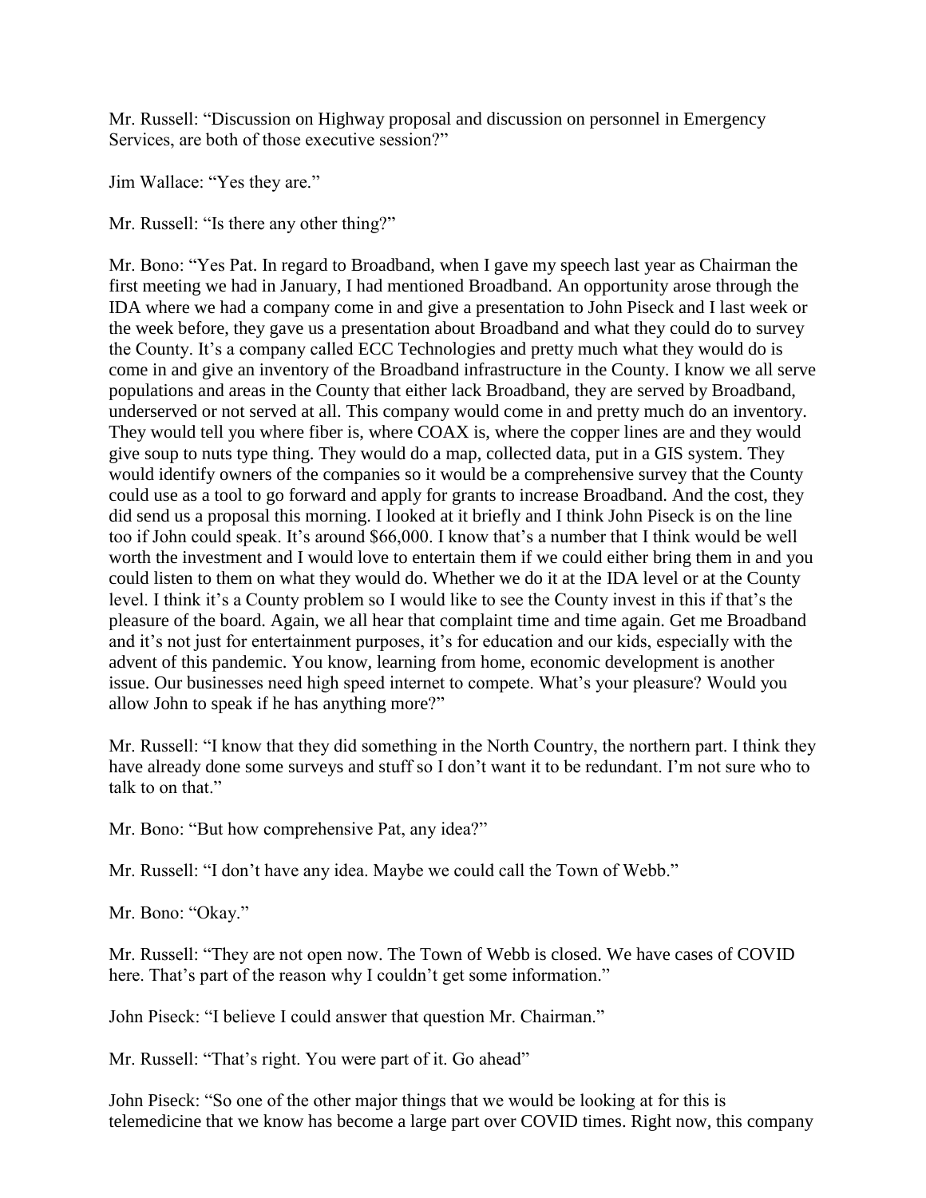Mr. Russell: "Discussion on Highway proposal and discussion on personnel in Emergency Services, are both of those executive session?"

Jim Wallace: "Yes they are."

Mr. Russell: "Is there any other thing?"

Mr. Bono: "Yes Pat. In regard to Broadband, when I gave my speech last year as Chairman the first meeting we had in January, I had mentioned Broadband. An opportunity arose through the IDA where we had a company come in and give a presentation to John Piseck and I last week or the week before, they gave us a presentation about Broadband and what they could do to survey the County. It's a company called ECC Technologies and pretty much what they would do is come in and give an inventory of the Broadband infrastructure in the County. I know we all serve populations and areas in the County that either lack Broadband, they are served by Broadband, underserved or not served at all. This company would come in and pretty much do an inventory. They would tell you where fiber is, where COAX is, where the copper lines are and they would give soup to nuts type thing. They would do a map, collected data, put in a GIS system. They would identify owners of the companies so it would be a comprehensive survey that the County could use as a tool to go forward and apply for grants to increase Broadband. And the cost, they did send us a proposal this morning. I looked at it briefly and I think John Piseck is on the line too if John could speak. It's around $66,000. I know that's a number that I think would be well worth the investment and I would love to entertain them if we could either bring them in and you could listen to them on what they would do. Whether we do it at the IDA level or at the County level. I think it's a County problem so I would like to see the County invest in this if that's the pleasure of the board. Again, we all hear that complaint time and time again. Get me Broadband and it's not just for entertainment purposes, it's for education and our kids, especially with the advent of this pandemic. You know, learning from home, economic development is another issue. Our businesses need high speed internet to compete. What's your pleasure? Would you allow John to speak if he has anything more?"

Mr. Russell: "I know that they did something in the North Country, the northern part. I think they have already done some surveys and stuff so I don't want it to be redundant. I'm not sure who to talk to on that."

Mr. Bono: "But how comprehensive Pat, any idea?"

Mr. Russell: "I don't have any idea. Maybe we could call the Town of Webb."

Mr. Bono: "Okay."

Mr. Russell: "They are not open now. The Town of Webb is closed. We have cases of COVID here. That's part of the reason why I couldn't get some information."

John Piseck: "I believe I could answer that question Mr. Chairman."

Mr. Russell: "That's right. You were part of it. Go ahead"

John Piseck: "So one of the other major things that we would be looking at for this is telemedicine that we know has become a large part over COVID times. Right now, this company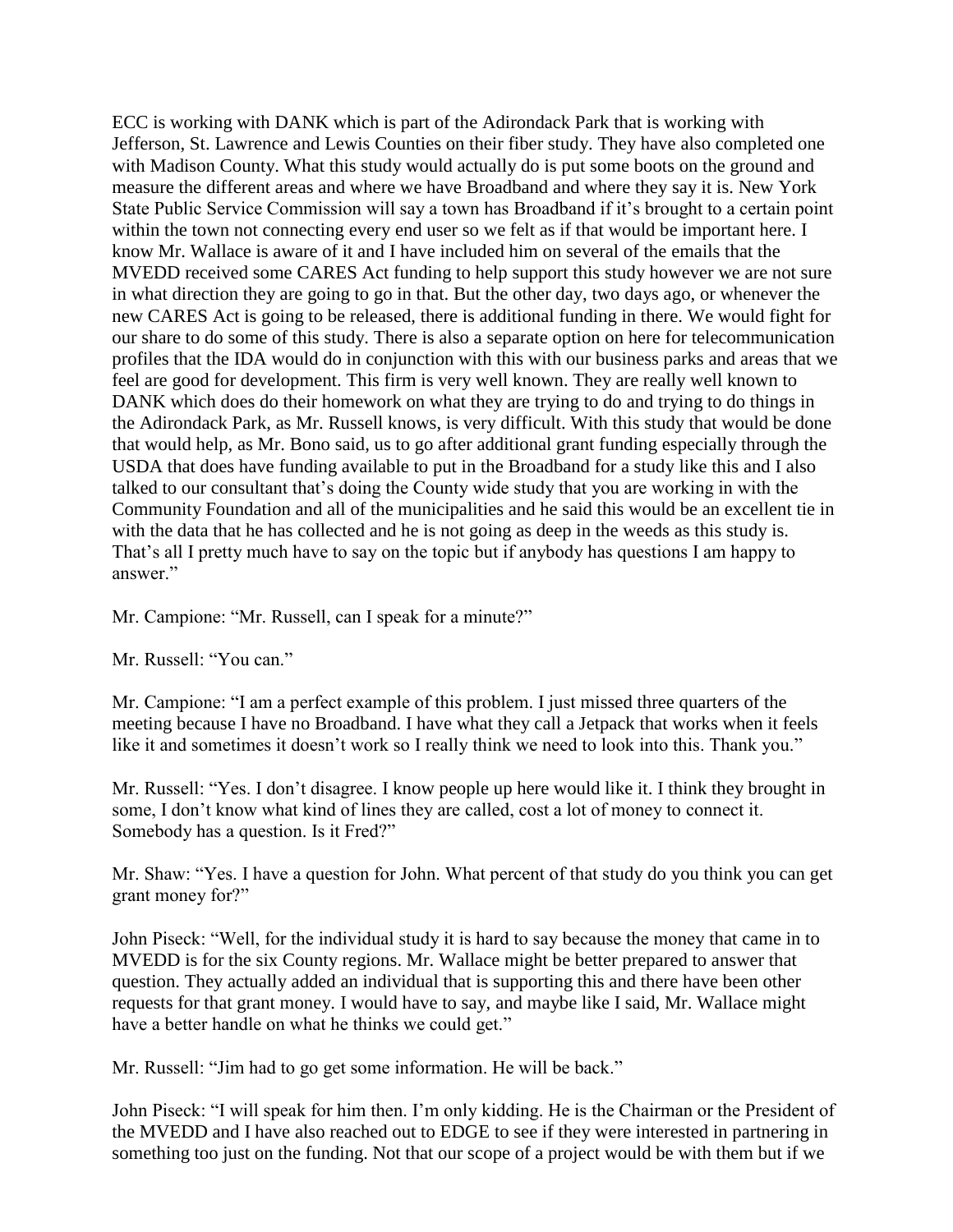ECC is working with DANK which is part of the Adirondack Park that is working with Jefferson, St. Lawrence and Lewis Counties on their fiber study. They have also completed one with Madison County. What this study would actually do is put some boots on the ground and measure the different areas and where we have Broadband and where they say it is. New York State Public Service Commission will say a town has Broadband if it's brought to a certain point within the town not connecting every end user so we felt as if that would be important here. I know Mr. Wallace is aware of it and I have included him on several of the emails that the MVEDD received some CARES Act funding to help support this study however we are not sure in what direction they are going to go in that. But the other day, two days ago, or whenever the new CARES Act is going to be released, there is additional funding in there. We would fight for our share to do some of this study. There is also a separate option on here for telecommunication profiles that the IDA would do in conjunction with this with our business parks and areas that we feel are good for development. This firm is very well known. They are really well known to DANK which does do their homework on what they are trying to do and trying to do things in the Adirondack Park, as Mr. Russell knows, is very difficult. With this study that would be done that would help, as Mr. Bono said, us to go after additional grant funding especially through the USDA that does have funding available to put in the Broadband for a study like this and I also talked to our consultant that's doing the County wide study that you are working in with the Community Foundation and all of the municipalities and he said this would be an excellent tie in with the data that he has collected and he is not going as deep in the weeds as this study is. That's all I pretty much have to say on the topic but if anybody has questions I am happy to answer."

Mr. Campione: "Mr. Russell, can I speak for a minute?"

Mr. Russell: "You can."

Mr. Campione: "I am a perfect example of this problem. I just missed three quarters of the meeting because I have no Broadband. I have what they call a Jetpack that works when it feels like it and sometimes it doesn't work so I really think we need to look into this. Thank you."

Mr. Russell: "Yes. I don't disagree. I know people up here would like it. I think they brought in some, I don't know what kind of lines they are called, cost a lot of money to connect it. Somebody has a question. Is it Fred?"

Mr. Shaw: "Yes. I have a question for John. What percent of that study do you think you can get grant money for?"

John Piseck: "Well, for the individual study it is hard to say because the money that came in to MVEDD is for the six County regions. Mr. Wallace might be better prepared to answer that question. They actually added an individual that is supporting this and there have been other requests for that grant money. I would have to say, and maybe like I said, Mr. Wallace might have a better handle on what he thinks we could get."

Mr. Russell: "Jim had to go get some information. He will be back."

John Piseck: "I will speak for him then. I'm only kidding. He is the Chairman or the President of the MVEDD and I have also reached out to EDGE to see if they were interested in partnering in something too just on the funding. Not that our scope of a project would be with them but if we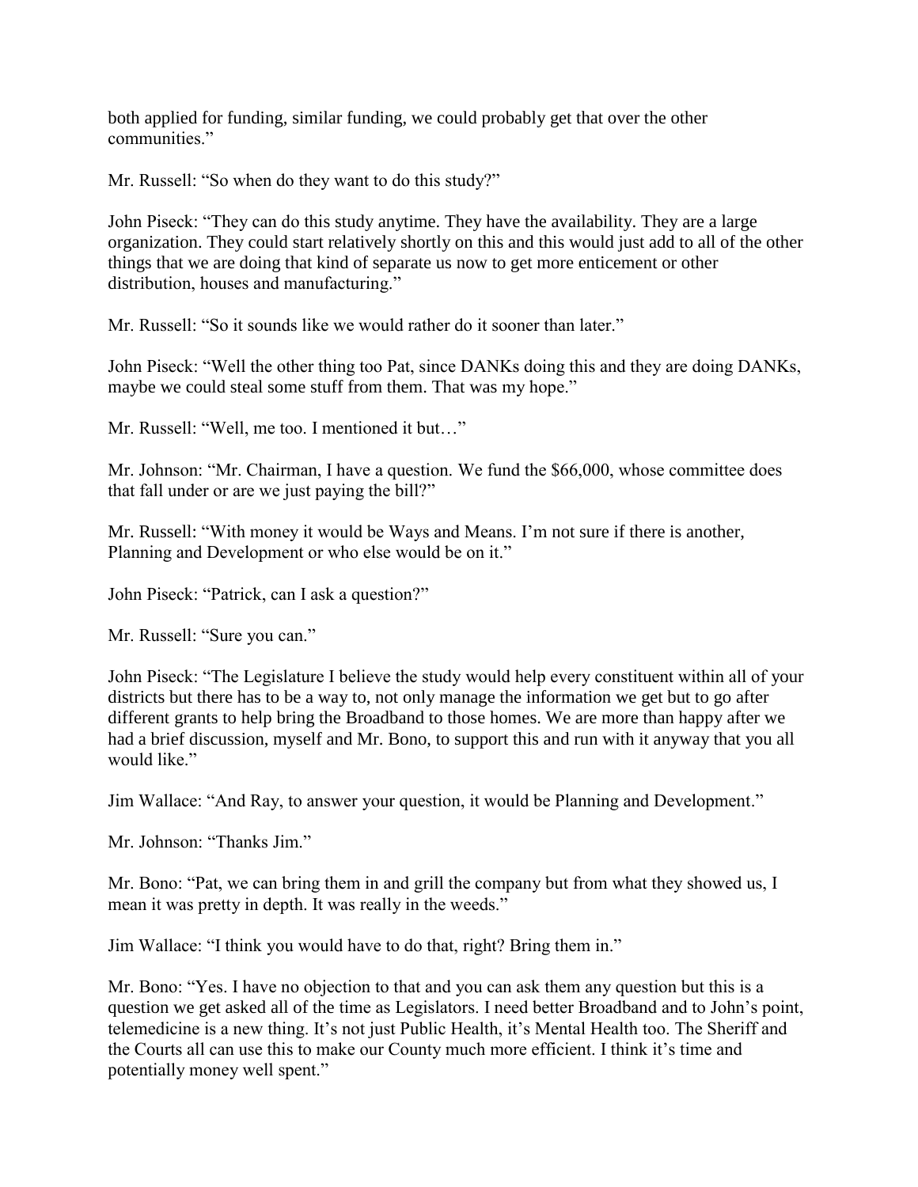both applied for funding, similar funding, we could probably get that over the other communities."

Mr. Russell: "So when do they want to do this study?"

John Piseck: "They can do this study anytime. They have the availability. They are a large organization. They could start relatively shortly on this and this would just add to all of the other things that we are doing that kind of separate us now to get more enticement or other distribution, houses and manufacturing."

Mr. Russell: "So it sounds like we would rather do it sooner than later."

John Piseck: "Well the other thing too Pat, since DANKs doing this and they are doing DANKs, maybe we could steal some stuff from them. That was my hope."

Mr. Russell: "Well, me too. I mentioned it but…"

Mr. Johnson: "Mr. Chairman, I have a question. We fund the $66,000, whose committee does that fall under or are we just paying the bill?"

Mr. Russell: "With money it would be Ways and Means. I'm not sure if there is another, Planning and Development or who else would be on it."

John Piseck: "Patrick, can I ask a question?"

Mr. Russell: "Sure you can."

John Piseck: "The Legislature I believe the study would help every constituent within all of your districts but there has to be a way to, not only manage the information we get but to go after different grants to help bring the Broadband to those homes. We are more than happy after we had a brief discussion, myself and Mr. Bono, to support this and run with it anyway that you all would like."

Jim Wallace: "And Ray, to answer your question, it would be Planning and Development."

Mr. Johnson: "Thanks Jim."

Mr. Bono: "Pat, we can bring them in and grill the company but from what they showed us, I mean it was pretty in depth. It was really in the weeds."

Jim Wallace: "I think you would have to do that, right? Bring them in."

Mr. Bono: "Yes. I have no objection to that and you can ask them any question but this is a question we get asked all of the time as Legislators. I need better Broadband and to John's point, telemedicine is a new thing. It's not just Public Health, it's Mental Health too. The Sheriff and the Courts all can use this to make our County much more efficient. I think it's time and potentially money well spent."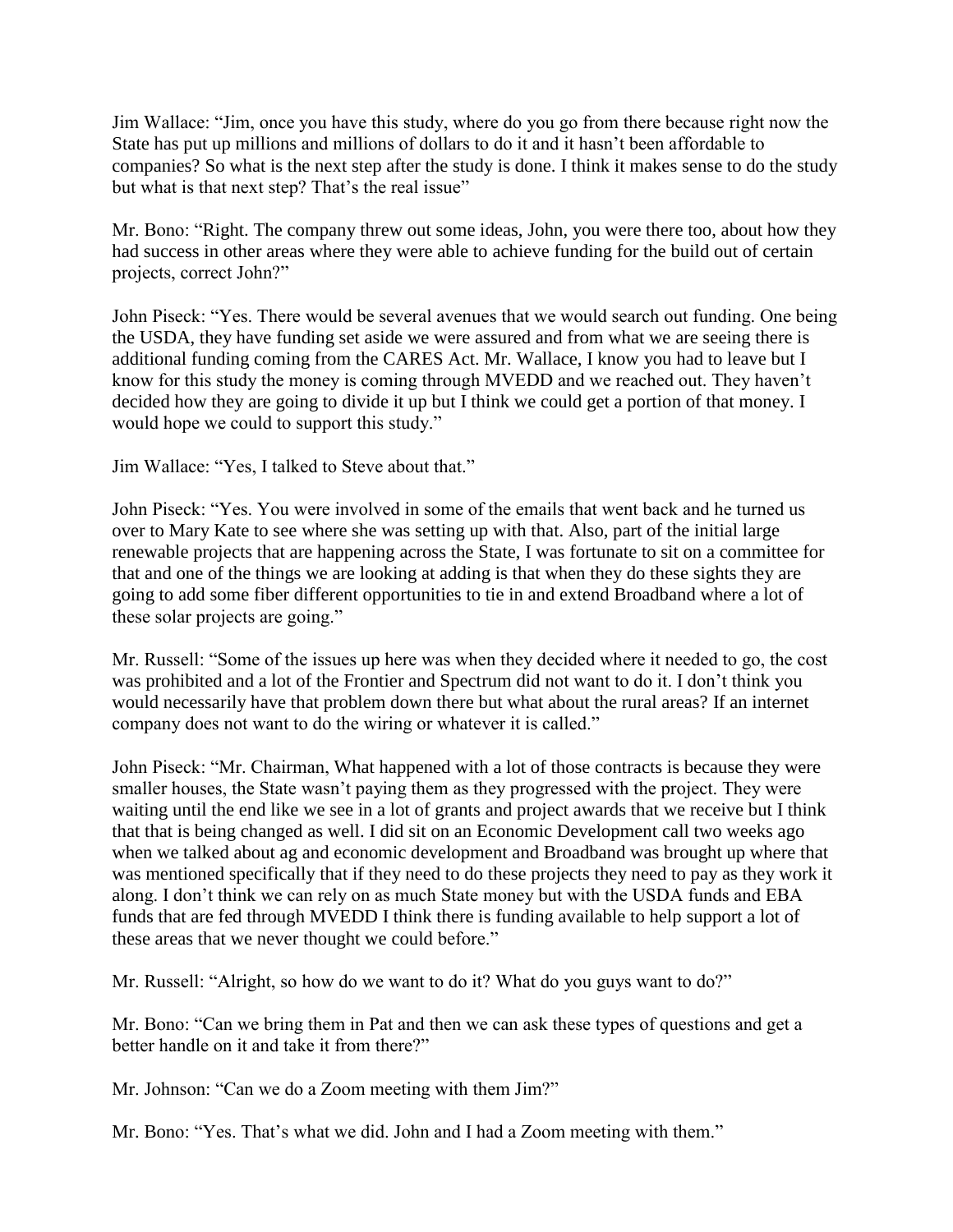Jim Wallace: “Jim, once you have this study, where do you go from there because right now the State has put up millions and millions of dollars to do it and it hasn’t been affordable to companies? So what is the next step after the study is done. I think it makes sense to do the study but what is that next step? That’s the real issue”

Mr. Bono: “Right. The company threw out some ideas, John, you were there too, about how they had success in other areas where they were able to achieve funding for the build out of certain projects, correct John?”

John Piseck: “Yes. There would be several avenues that we would search out funding. One being the USDA, they have funding set aside we were assured and from what we are seeing there is additional funding coming from the CARES Act. Mr. Wallace, I know you had to leave but I know for this study the money is coming through MVEDD and we reached out. They haven’t decided how they are going to divide it up but I think we could get a portion of that money. I would hope we could to support this study.”

Jim Wallace: “Yes, I talked to Steve about that.”

John Piseck: “Yes. You were involved in some of the emails that went back and he turned us over to Mary Kate to see where she was setting up with that. Also, part of the initial large renewable projects that are happening across the State, I was fortunate to sit on a committee for that and one of the things we are looking at adding is that when they do these sights they are going to add some fiber different opportunities to tie in and extend Broadband where a lot of these solar projects are going.”

Mr. Russell: “Some of the issues up here was when they decided where it needed to go, the cost was prohibited and a lot of the Frontier and Spectrum did not want to do it. I don’t think you would necessarily have that problem down there but what about the rural areas? If an internet company does not want to do the wiring or whatever it is called.”

John Piseck: “Mr. Chairman, What happened with a lot of those contracts is because they were smaller houses, the State wasn’t paying them as they progressed with the project. They were waiting until the end like we see in a lot of grants and project awards that we receive but I think that that is being changed as well. I did sit on an Economic Development call two weeks ago when we talked about ag and economic development and Broadband was brought up where that was mentioned specifically that if they need to do these projects they need to pay as they work it along. I don’t think we can rely on as much State money but with the USDA funds and EBA funds that are fed through MVEDD I think there is funding available to help support a lot of these areas that we never thought we could before.”

Mr. Russell: “Alright, so how do we want to do it? What do you guys want to do?”

Mr. Bono: “Can we bring them in Pat and then we can ask these types of questions and get a better handle on it and take it from there?”

Mr. Johnson: “Can we do a Zoom meeting with them Jim?”

Mr. Bono: “Yes. That’s what we did. John and I had a Zoom meeting with them.”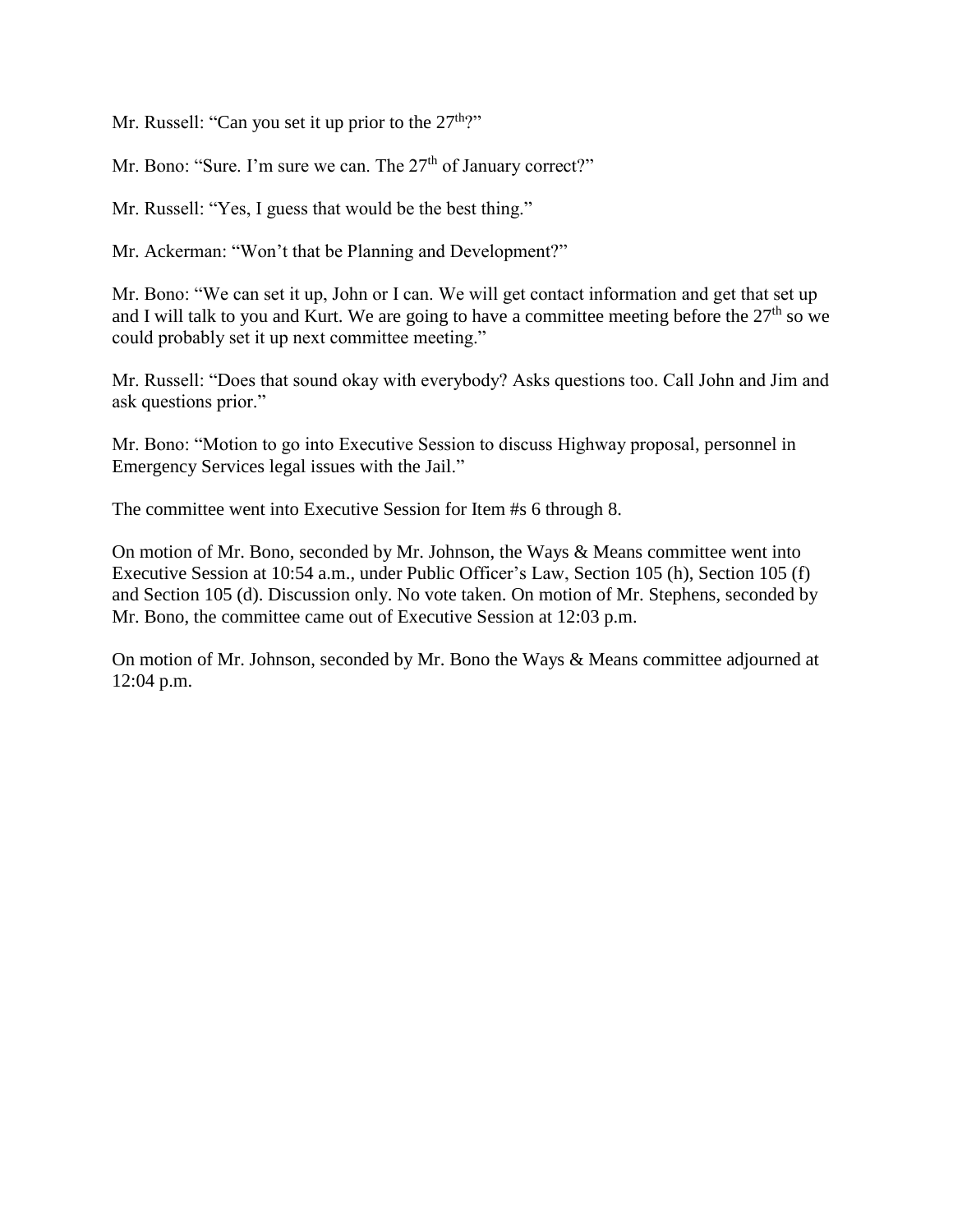Mr. Russell: "Can you set it up prior to the 27th?"

Mr. Bono: "Sure. I'm sure we can. The 27th of January correct?"

Mr. Russell: "Yes, I guess that would be the best thing."

Mr. Ackerman: "Won't that be Planning and Development?"

Mr. Bono: "We can set it up, John or I can. We will get contact information and get that set up and I will talk to you and Kurt. We are going to have a committee meeting before the 27th so we could probably set it up next committee meeting."

Mr. Russell: "Does that sound okay with everybody? Asks questions too. Call John and Jim and ask questions prior."

Mr. Bono: "Motion to go into Executive Session to discuss Highway proposal, personnel in Emergency Services legal issues with the Jail."

The committee went into Executive Session for Item #s 6 through 8.

On motion of Mr. Bono, seconded by Mr. Johnson, the Ways & Means committee went into Executive Session at 10:54 a.m., under Public Officer's Law, Section 105 (h), Section 105 (f) and Section 105 (d). Discussion only. No vote taken. On motion of Mr. Stephens, seconded by Mr. Bono, the committee came out of Executive Session at 12:03 p.m.

On motion of Mr. Johnson, seconded by Mr. Bono the Ways & Means committee adjourned at 12:04 p.m.